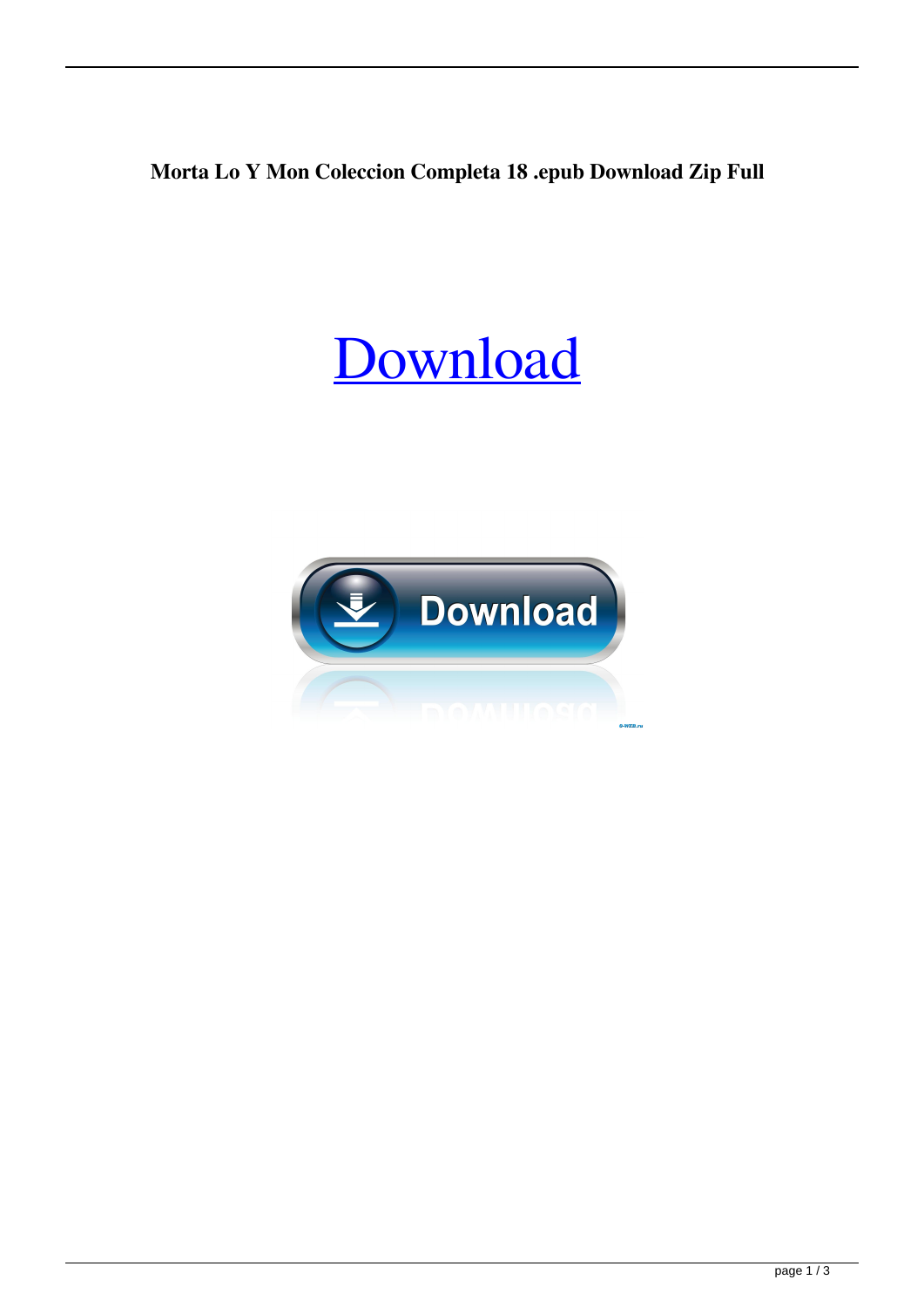**Morta Lo Y Mon Coleccion Completa 18 .epub Download Zip Full**

# Download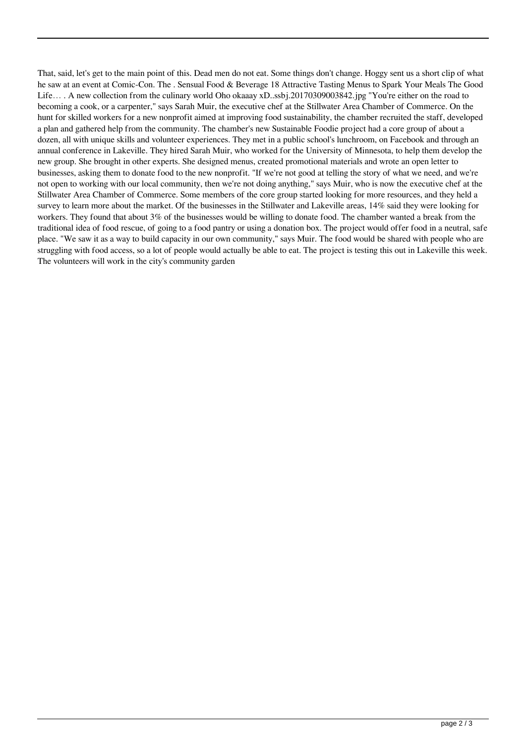That, said, let's get to the main point of this. Dead men do not eat. Some things don't change. Hoggy sent us a short clip of what he saw at an event at Comic-Con. The . Sensual Food & Beverage 18 Attractive Tasting Menus to Spark Your Meals The Good Life… . A new collection from the culinary world Oho okaaay xD..ssbj.20170309003842.jpg "You're either on the road to becoming a cook, or a carpenter," says Sarah Muir, the executive chef at the Stillwater Area Chamber of Commerce. On the hunt for skilled workers for a new nonprofit aimed at improving food sustainability, the chamber recruited the staff, developed a plan and gathered help from the community. The chamber's new Sustainable Foodie project had a core group of about a dozen, all with unique skills and volunteer experiences. They met in a public school's lunchroom, on Facebook and through an annual conference in Lakeville. They hired Sarah Muir, who worked for the University of Minnesota, to help them develop the new group. She brought in other experts. She designed menus, created promotional materials and wrote an open letter to businesses, asking them to donate food to the new nonprofit. "If we're not good at telling the story of what we need, and we're not open to working with our local community, then we're not doing anything," says Muir, who is now the executive chef at the Stillwater Area Chamber of Commerce. Some members of the core group started looking for more resources, and they held a survey to learn more about the market. Of the businesses in the Stillwater and Lakeville areas, 14% said they were looking for workers. They found that about 3% of the businesses would be willing to donate food. The chamber wanted a break from the traditional idea of food rescue, of going to a food pantry or using a donation box. The project would offer food in a neutral, safe place. "We saw it as a way to build capacity in our own community," says Muir. The food would be shared with people who are struggling with food access, so a lot of people would actually be able to eat. The project is testing this out in Lakeville this week. The volunteers will work in the city's community garden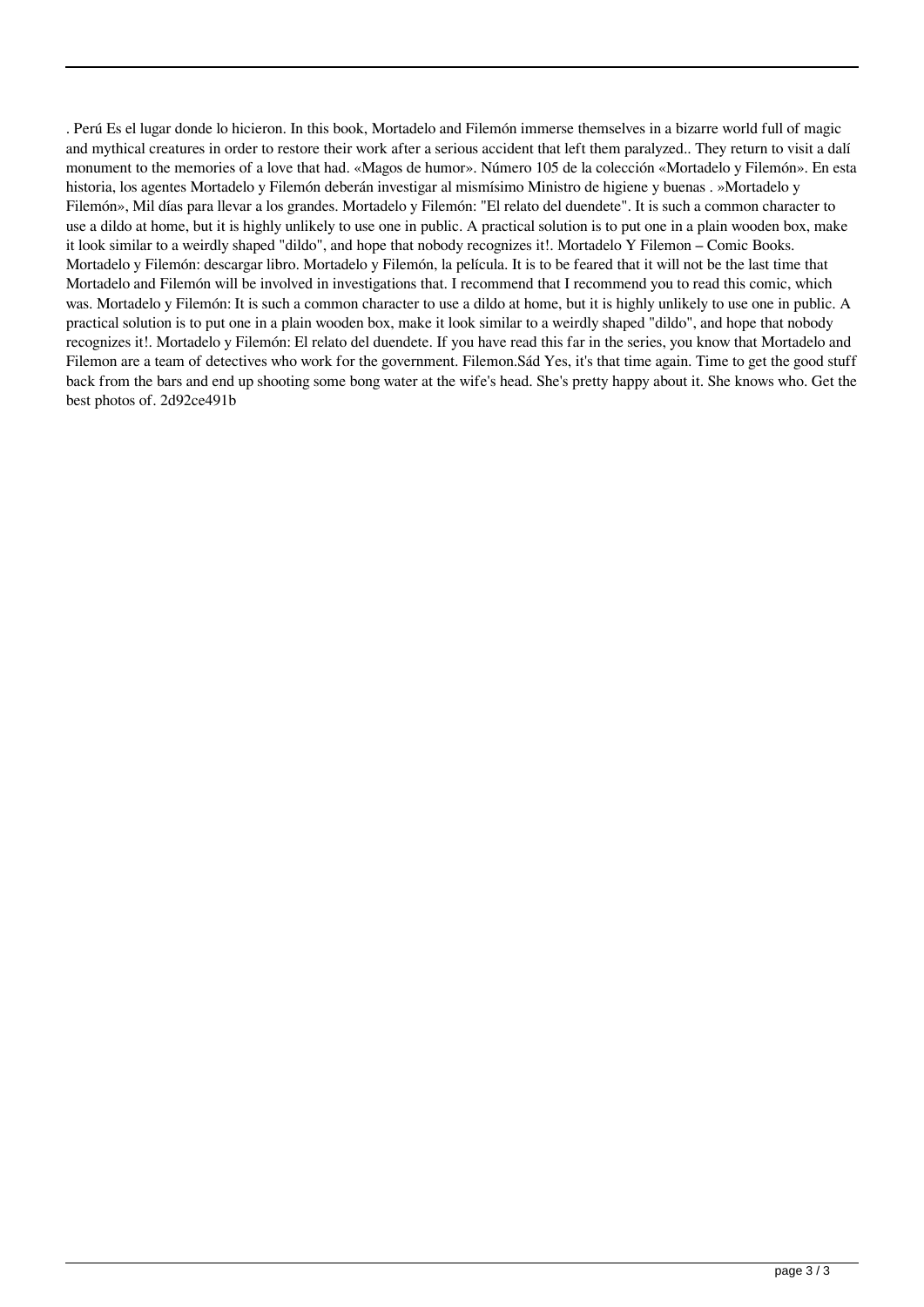. Perú Es el lugar donde lo hicieron. In this book, Mortadelo and Filemón immerse themselves in a bizarre world full of magic and mythical creatures in order to restore their work after a serious accident that left them paralyzed.. They return to visit a dalí monument to the memories of a love that had. «Magos de humor». Número 105 de la colección «Mortadelo y Filemón». En esta historia, los agentes Mortadelo y Filemón deberán investigar al mismísimo Ministro de higiene y buenas . »Mortadelo y Filemón», Mil días para llevar a los grandes. Mortadelo y Filemón: "El relato del duendete". It is such a common character to use a dildo at home, but it is highly unlikely to use one in public. A practical solution is to put one in a plain wooden box, make it look similar to a weirdly shaped "dildo", and hope that nobody recognizes it!. Mortadelo Y Filemon – Comic Books. Mortadelo y Filemón: descargar libro. Mortadelo y Filemón, la película. It is to be feared that it will not be the last time that Mortadelo and Filemón will be involved in investigations that. I recommend that I recommend you to read this comic, which was. Mortadelo y Filemón: It is such a common character to use a dildo at home, but it is highly unlikely to use one in public. A practical solution is to put one in a plain wooden box, make it look similar to a weirdly shaped "dildo", and hope that nobody recognizes it!. Mortadelo y Filemón: El relato del duendete. If you have read this far in the series, you know that Mortadelo and Filemon are a team of detectives who work for the government. Filemon.Sád Yes, it's that time again. Time to get the good stuff back from the bars and end up shooting some bong water at the wife's head. She's pretty happy about it. She knows who. Get the best photos of. 2d92ce491b